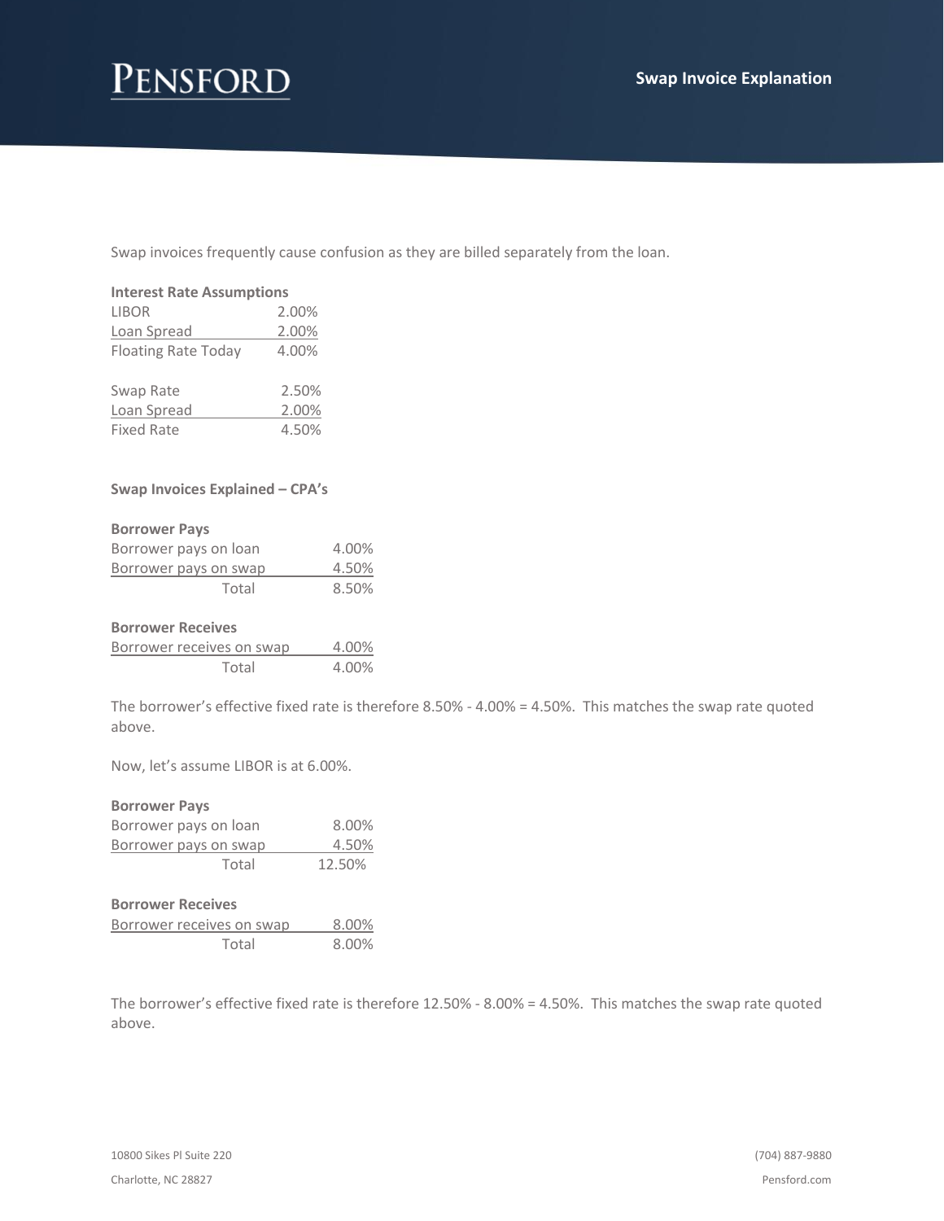# PENSFORD

## Swap Invoice Explanation

Swap invoices frequently cause confusion as they are billed separately from the loan.

**Interest Rate Assumptions**

| | |
|---|---|
| LIBOR | 2.00% |
| Loan Spread | 2.00% |
| Floating Rate Today | 4.00% |

| | |
|---|---|
| Swap Rate | 2.50% |
| Loan Spread | 2.00% |
| Fixed Rate | 4.50% |

**Swap Invoices Explained – CPA's**

**Borrower Pays**

| | |
|---|---|
| Borrower pays on loan | 4.00% |
| Borrower pays on swap | 4.50% |
| Total | 8.50% |

**Borrower Receives**

| | |
|---|---|
| Borrower receives on swap | 4.00% |
| Total | 4.00% |

The borrower's effective fixed rate is therefore 8.50% - 4.00% = 4.50%. This matches the swap rate quoted above.

Now, let's assume LIBOR is at 6.00%.

**Borrower Pays**

| | |
|---|---|
| Borrower pays on loan | 8.00% |
| Borrower pays on swap | 4.50% |
| Total | 12.50% |

**Borrower Receives**

| | |
|---|---|
| Borrower receives on swap | 8.00% |
| Total | 8.00% |

The borrower's effective fixed rate is therefore 12.50% - 8.00% = 4.50%. This matches the swap rate quoted above.

10800 Sikes Pl Suite 220
Charlotte, NC 28827

(704) 887-9880
Pensford.com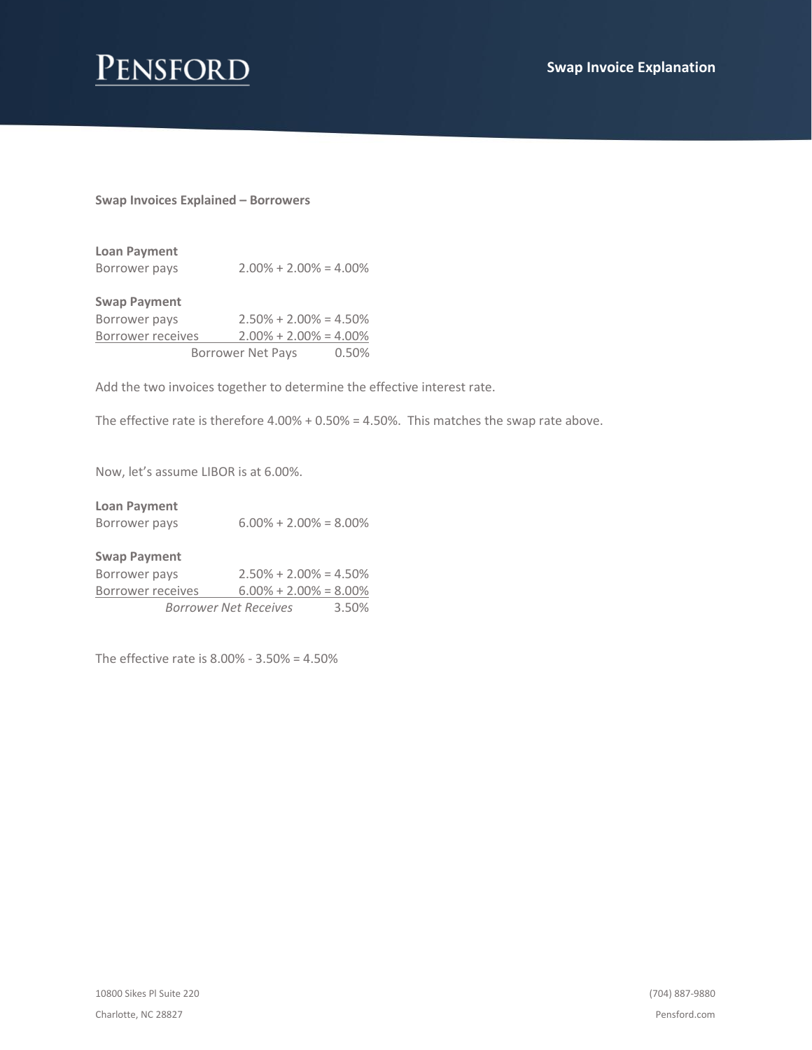**Swap Invoices Explained – Borrowers**

**Loan Payment**

| | |
|---|---|
| Borrower pays | 2.00% + 2.00% = 4.00% |

**Swap Payment**

| | |
|---|---|
| Borrower pays | 2.50% + 2.00% = 4.50% |
| Borrower receives | 2.00% + 2.00% = 4.00% |
| Borrower Net Pays | 0.50% |

Add the two invoices together to determine the effective interest rate.

The effective rate is therefore 4.00% + 0.50% = 4.50%. This matches the swap rate above.

Now, let's assume LIBOR is at 6.00%.

**Loan Payment**

| | |
|---|---|
| Borrower pays | 6.00% + 2.00% = 8.00% |

**Swap Payment**

| | |
|---|---|
| Borrower pays | 2.50% + 2.00% = 4.50% |
| Borrower receives | 6.00% + 2.00% = 8.00% |
| *Borrower Net Receives* | 3.50% |

The effective rate is 8.00% - 3.50% = 4.50%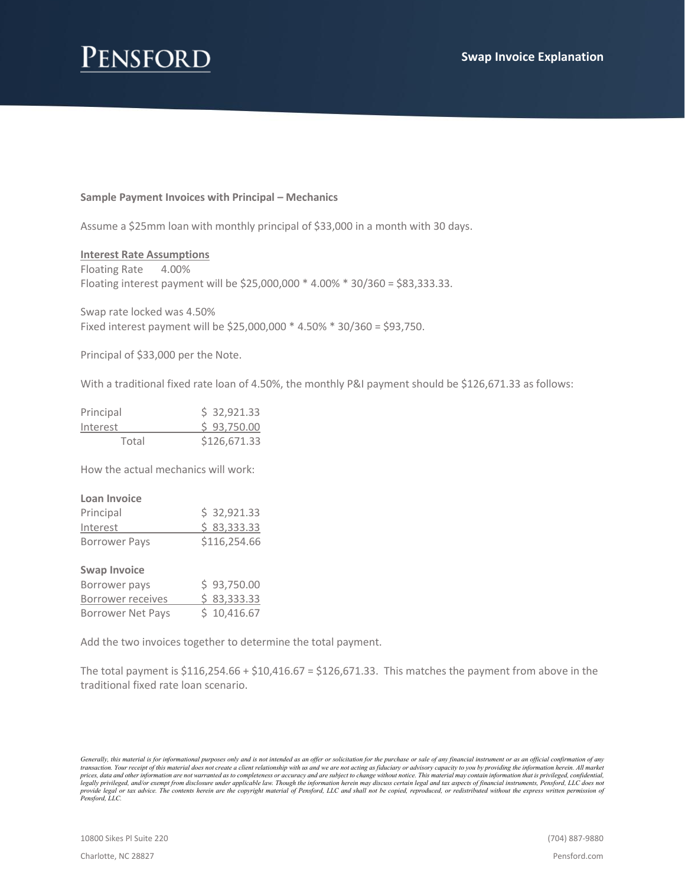**Sample Payment Invoices with Principal – Mechanics**

Assume a $25mm loan with monthly principal of $33,000 in a month with 30 days.

**Interest Rate Assumptions**

Floating Rate 4.00%

Floating interest payment will be $25,000,000 * 4.00% * 30/360 = $83,333.33.

Swap rate locked was 4.50%

Fixed interest payment will be $25,000,000 * 4.50% * 30/360 = $93,750.

Principal of $33,000 per the Note.

With a traditional fixed rate loan of 4.50%, the monthly P&I payment should be $126,671.33 as follows:

| | |
|---|---|
| Principal | $ 32,921.33 |
| Interest | $ 93,750.00 |
| Total | $126,671.33 |

How the actual mechanics will work:

**Loan Invoice**

| | |
|---|---|
| Principal | $ 32,921.33 |
| Interest | $ 83,333.33 |
| Borrower Pays | $116,254.66 |

**Swap Invoice**

| | |
|---|---|
| Borrower pays | $ 93,750.00 |
| Borrower receives | $ 83,333.33 |
| Borrower Net Pays | $ 10,416.67 |

Add the two invoices together to determine the total payment.

The total payment is $116,254.66 + $10,416.67 = $126,671.33. This matches the payment from above in the traditional fixed rate loan scenario.

*Generally, this material is for informational purposes only and is not intended as an offer or solicitation for the purchase or sale of any financial instrument or as an official confirmation of any transaction. Your receipt of this material does not create a client relationship with us and we are not acting as fiduciary or advisory capacity to you by providing the information herein. All market prices, data and other information are not warranted as to completeness or accuracy and are subject to change without notice. This material may contain information that is privileged, confidential, legally privileged, and/or exempt from disclosure under applicable law. Though the information herein may discuss certain legal and tax aspects of financial instruments, Pensford, LLC does not provide legal or tax advice. The contents herein are the copyright material of Pensford, LLC and shall not be copied, reproduced, or redistributed without the express written permission of Pensford, LLC.*